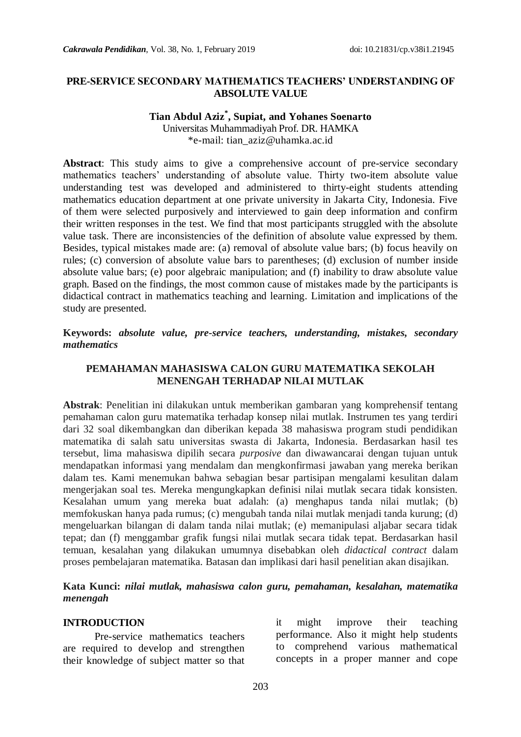# PRE-SERVICE SECONDARY MATHEMATICS TEACHERS' UNDERSTANDING OF ABSOLUTE VALUE

**Tian Abdul Aziz[*], Supiat, and Yohanes Soenarto**
Universitas Muhammadiyah Prof. DR. HAMKA
*e-mail: tian_aziz@uhamka.ac.id

**Abstract**: This study aims to give a comprehensive account of pre-service secondary mathematics teachers' understanding of absolute value. Thirty two-item absolute value understanding test was developed and administered to thirty-eight students attending mathematics education department at one private university in Jakarta City, Indonesia. Five of them were selected purposively and interviewed to gain deep information and confirm their written responses in the test. We find that most participants struggled with the absolute value task. There are inconsistencies of the definition of absolute value expressed by them. Besides, typical mistakes made are: (a) removal of absolute value bars; (b) focus heavily on rules; (c) conversion of absolute value bars to parentheses; (d) exclusion of number inside absolute value bars; (e) poor algebraic manipulation; and (f) inability to draw absolute value graph. Based on the findings, the most common cause of mistakes made by the participants is didactical contract in mathematics teaching and learning. Limitation and implications of the study are presented.

**Keywords:** ***absolute value, pre-service teachers, understanding, mistakes, secondary mathematics***

## PEMAHAMAN MAHASISWA CALON GURU MATEMATIKA SEKOLAH MENENGAH TERHADAP NILAI MUTLAK

**Abstrak**: Penelitian ini dilakukan untuk memberikan gambaran yang komprehensif tentang pemahaman calon guru matematika terhadap konsep nilai mutlak. Instrumen tes yang terdiri dari 32 soal dikembangkan dan diberikan kepada 38 mahasiswa program studi pendidikan matematika di salah satu universitas swasta di Jakarta, Indonesia. Berdasarkan hasil tes tersebut, lima mahasiswa dipilih secara *purposive* dan diwawancarai dengan tujuan untuk mendapatkan informasi yang mendalam dan mengkonfirmasi jawaban yang mereka berikan dalam tes. Kami menemukan bahwa sebagian besar partisipan mengalami kesulitan dalam mengerjakan soal tes. Mereka mengungkapkan definisi nilai mutlak secara tidak konsisten. Kesalahan umum yang mereka buat adalah: (a) menghapus tanda nilai mutlak; (b) memfokuskan hanya pada rumus; (c) mengubah tanda nilai mutlak menjadi tanda kurung; (d) mengeluarkan bilangan di dalam tanda nilai mutlak; (e) memanipulasi aljabar secara tidak tepat; dan (f) menggambar grafik fungsi nilai mutlak secara tidak tepat. Berdasarkan hasil temuan, kesalahan yang dilakukan umumnya disebabkan oleh *didactical contract* dalam proses pembelajaran matematika. Batasan dan implikasi dari hasil penelitian akan disajikan.

**Kata Kunci:** ***nilai mutlak, mahasiswa calon guru, pemahaman, kesalahan, matematika menengah***

## INTRODUCTION

Pre-service mathematics teachers are required to develop and strengthen their knowledge of subject matter so that it might improve their teaching performance. Also it might help students to comprehend various mathematical concepts in a proper manner and cope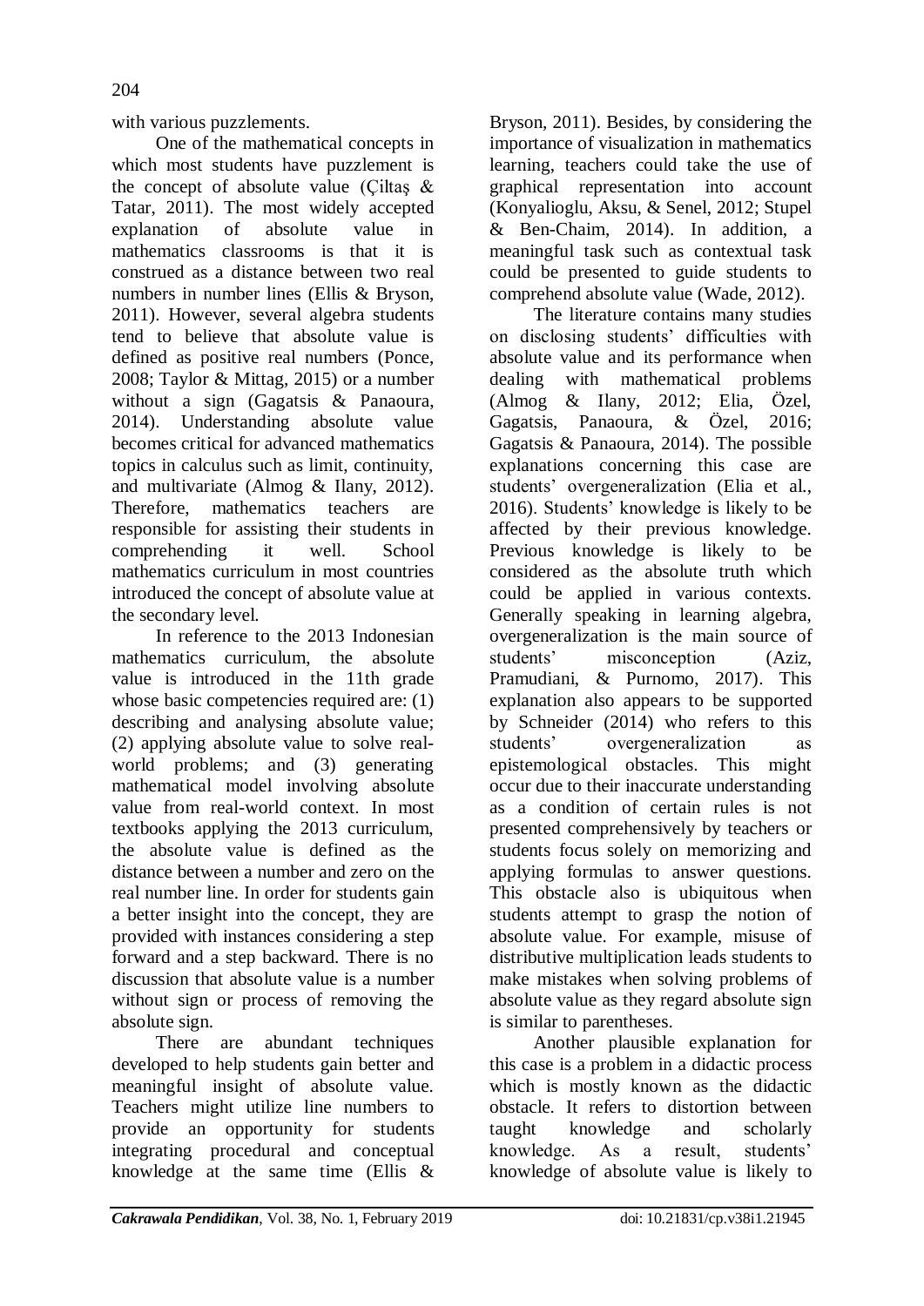with various puzzlements.

One of the mathematical concepts in which most students have puzzlement is the concept of absolute value (Çiltaş & Tatar, 2011). The most widely accepted explanation of absolute value in mathematics classrooms is that it is construed as a distance between two real numbers in number lines (Ellis & Bryson, 2011). However, several algebra students tend to believe that absolute value is defined as positive real numbers (Ponce, 2008; Taylor & Mittag, 2015) or a number without a sign (Gagatsis & Panaoura, 2014). Understanding absolute value becomes critical for advanced mathematics topics in calculus such as limit, continuity, and multivariate (Almog & Ilany, 2012). Therefore, mathematics teachers are responsible for assisting their students in comprehending it well. School mathematics curriculum in most countries introduced the concept of absolute value at the secondary level.

In reference to the 2013 Indonesian mathematics curriculum, the absolute value is introduced in the 11th grade whose basic competencies required are: (1) describing and analysing absolute value; (2) applying absolute value to solve real-world problems; and (3) generating mathematical model involving absolute value from real-world context. In most textbooks applying the 2013 curriculum, the absolute value is defined as the distance between a number and zero on the real number line. In order for students gain a better insight into the concept, they are provided with instances considering a step forward and a step backward. There is no discussion that absolute value is a number without sign or process of removing the absolute sign.

There are abundant techniques developed to help students gain better and meaningful insight of absolute value. Teachers might utilize line numbers to provide an opportunity for students integrating procedural and conceptual knowledge at the same time (Ellis & Bryson, 2011). Besides, by considering the importance of visualization in mathematics learning, teachers could take the use of graphical representation into account (Konyalioglu, Aksu, & Senel, 2012; Stupel & Ben-Chaim, 2014). In addition, a meaningful task such as contextual task could be presented to guide students to comprehend absolute value (Wade, 2012).

The literature contains many studies on disclosing students' difficulties with absolute value and its performance when dealing with mathematical problems (Almog & Ilany, 2012; Elia, Özel, Gagatsis, Panaoura, & Özel, 2016; Gagatsis & Panaoura, 2014). The possible explanations concerning this case are students' overgeneralization (Elia et al., 2016). Students' knowledge is likely to be affected by their previous knowledge. Previous knowledge is likely to be considered as the absolute truth which could be applied in various contexts. Generally speaking in learning algebra, overgeneralization is the main source of students' misconception (Aziz, Pramudiani, & Purnomo, 2017). This explanation also appears to be supported by Schneider (2014) who refers to this students' overgeneralization as epistemological obstacles. This might occur due to their inaccurate understanding as a condition of certain rules is not presented comprehensively by teachers or students focus solely on memorizing and applying formulas to answer questions. This obstacle also is ubiquitous when students attempt to grasp the notion of absolute value. For example, misuse of distributive multiplication leads students to make mistakes when solving problems of absolute value as they regard absolute sign is similar to parentheses.

Another plausible explanation for this case is a problem in a didactic process which is mostly known as the didactic obstacle. It refers to distortion between taught knowledge and scholarly knowledge. As a result, students' knowledge of absolute value is likely to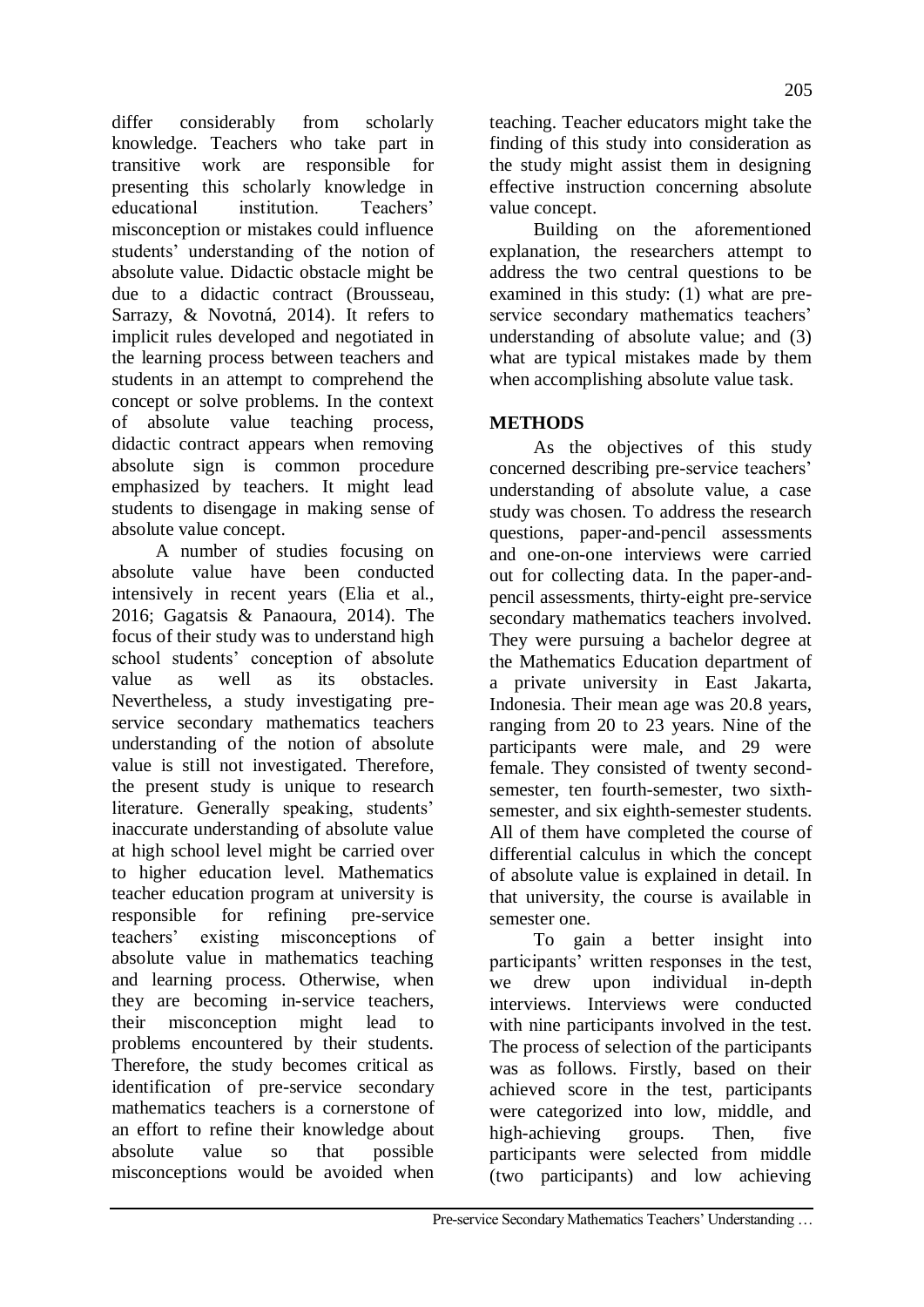differ considerably from scholarly knowledge. Teachers who take part in transitive work are responsible for presenting this scholarly knowledge in educational institution. Teachers' misconception or mistakes could influence students' understanding of the notion of absolute value. Didactic obstacle might be due to a didactic contract (Brousseau, Sarrazy, & Novotná, 2014). It refers to implicit rules developed and negotiated in the learning process between teachers and students in an attempt to comprehend the concept or solve problems. In the context of absolute value teaching process, didactic contract appears when removing absolute sign is common procedure emphasized by teachers. It might lead students to disengage in making sense of absolute value concept.

A number of studies focusing on absolute value have been conducted intensively in recent years (Elia et al., 2016; Gagatsis & Panaoura, 2014). The focus of their study was to understand high school students' conception of absolute value as well as its obstacles. Nevertheless, a study investigating pre-service secondary mathematics teachers understanding of the notion of absolute value is still not investigated. Therefore, the present study is unique to research literature. Generally speaking, students' inaccurate understanding of absolute value at high school level might be carried over to higher education level. Mathematics teacher education program at university is responsible for refining pre-service teachers' existing misconceptions of absolute value in mathematics teaching and learning process. Otherwise, when they are becoming in-service teachers, their misconception might lead to problems encountered by their students. Therefore, the study becomes critical as identification of pre-service secondary mathematics teachers is a cornerstone of an effort to refine their knowledge about absolute value so that possible misconceptions would be avoided when teaching. Teacher educators might take the finding of this study into consideration as the study might assist them in designing effective instruction concerning absolute value concept.

Building on the aforementioned explanation, the researchers attempt to address the two central questions to be examined in this study: (1) what are pre-service secondary mathematics teachers' understanding of absolute value; and (3) what are typical mistakes made by them when accomplishing absolute value task.

## METHODS

As the objectives of this study concerned describing pre-service teachers' understanding of absolute value, a case study was chosen. To address the research questions, paper-and-pencil assessments and one-on-one interviews were carried out for collecting data. In the paper-and-pencil assessments, thirty-eight pre-service secondary mathematics teachers involved. They were pursuing a bachelor degree at the Mathematics Education department of a private university in East Jakarta, Indonesia. Their mean age was 20.8 years, ranging from 20 to 23 years. Nine of the participants were male, and 29 were female. They consisted of twenty second-semester, ten fourth-semester, two sixth-semester, and six eighth-semester students. All of them have completed the course of differential calculus in which the concept of absolute value is explained in detail. In that university, the course is available in semester one.

To gain a better insight into participants' written responses in the test, we drew upon individual in-depth interviews. Interviews were conducted with nine participants involved in the test. The process of selection of the participants was as follows. Firstly, based on their achieved score in the test, participants were categorized into low, middle, and high-achieving groups. Then, five participants were selected from middle (two participants) and low achieving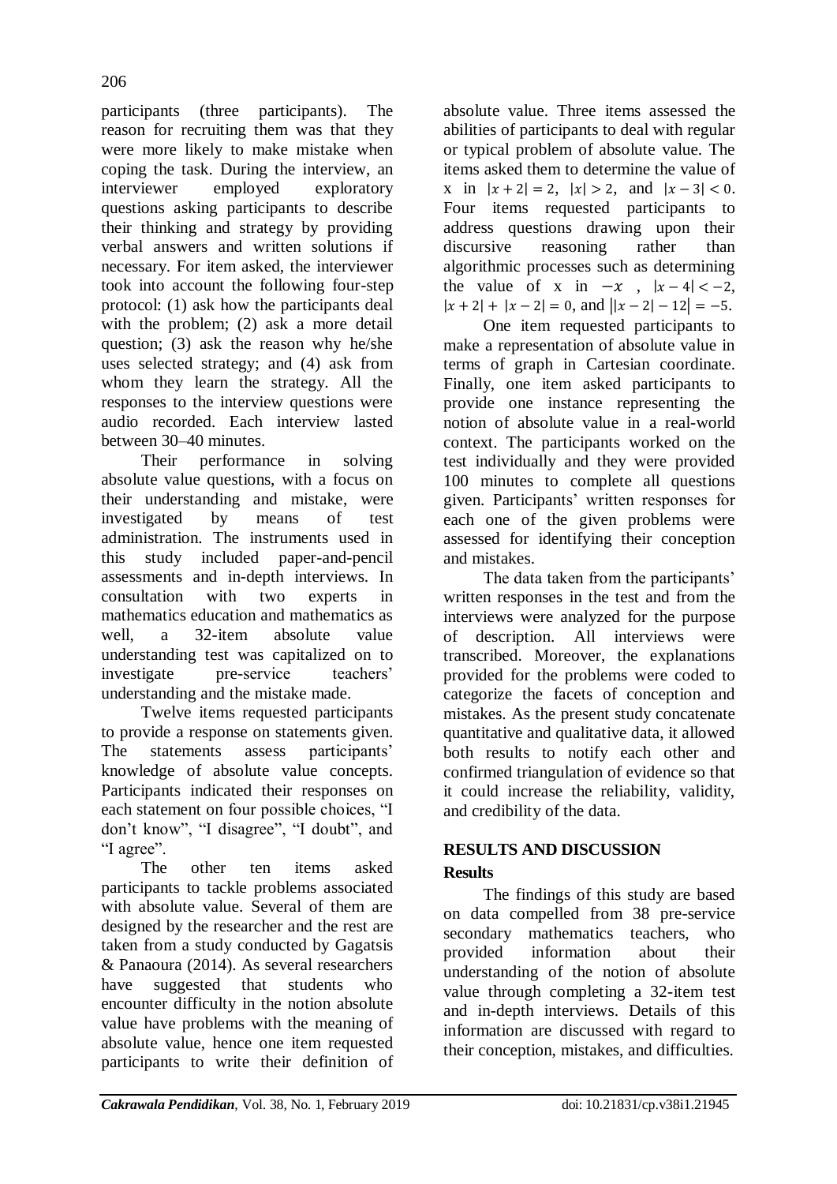participants (three participants). The reason for recruiting them was that they were more likely to make mistake when coping the task. During the interview, an interviewer employed exploratory questions asking participants to describe their thinking and strategy by providing verbal answers and written solutions if necessary. For item asked, the interviewer took into account the following four-step protocol: (1) ask how the participants deal with the problem; (2) ask a more detail question; (3) ask the reason why he/she uses selected strategy; and (4) ask from whom they learn the strategy. All the responses to the interview questions were audio recorded. Each interview lasted between 30–40 minutes.

Their performance in solving absolute value questions, with a focus on their understanding and mistake, were investigated by means of test administration. The instruments used in this study included paper-and-pencil assessments and in-depth interviews. In consultation with two experts in mathematics education and mathematics as well, a 32-item absolute value understanding test was capitalized on to investigate pre-service teachers' understanding and the mistake made.

Twelve items requested participants to provide a response on statements given. The statements assess participants' knowledge of absolute value concepts. Participants indicated their responses on each statement on four possible choices, "I don't know", "I disagree", "I doubt", and "I agree".

The other ten items asked participants to tackle problems associated with absolute value. Several of them are designed by the researcher and the rest are taken from a study conducted by Gagatsis & Panaoura (2014). As several researchers have suggested that students who encounter difficulty in the notion absolute value have problems with the meaning of absolute value, hence one item requested participants to write their definition of absolute value. Three items assessed the abilities of participants to deal with regular or typical problem of absolute value. The items asked them to determine the value of x in $|x+2| = 2$, $|x| > 2$, and $|x-3| < 0$. Four items requested participants to address questions drawing upon their discursive reasoning rather than algorithmic processes such as determining the value of x in $-x$ , $|x-4| < -2$, $|x+2| + |x-2| = 0$, and $||x-2| - 12| = -5$.

One item requested participants to make a representation of absolute value in terms of graph in Cartesian coordinate. Finally, one item asked participants to provide one instance representing the notion of absolute value in a real-world context. The participants worked on the test individually and they were provided 100 minutes to complete all questions given. Participants' written responses for each one of the given problems were assessed for identifying their conception and mistakes.

The data taken from the participants' written responses in the test and from the interviews were analyzed for the purpose of description. All interviews were transcribed. Moreover, the explanations provided for the problems were coded to categorize the facets of conception and mistakes. As the present study concatenate quantitative and qualitative data, it allowed both results to notify each other and confirmed triangulation of evidence so that it could increase the reliability, validity, and credibility of the data.

## RESULTS AND DISCUSSION

### Results

The findings of this study are based on data compelled from 38 pre-service secondary mathematics teachers, who provided information about their understanding of the notion of absolute value through completing a 32-item test and in-depth interviews. Details of this information are discussed with regard to their conception, mistakes, and difficulties.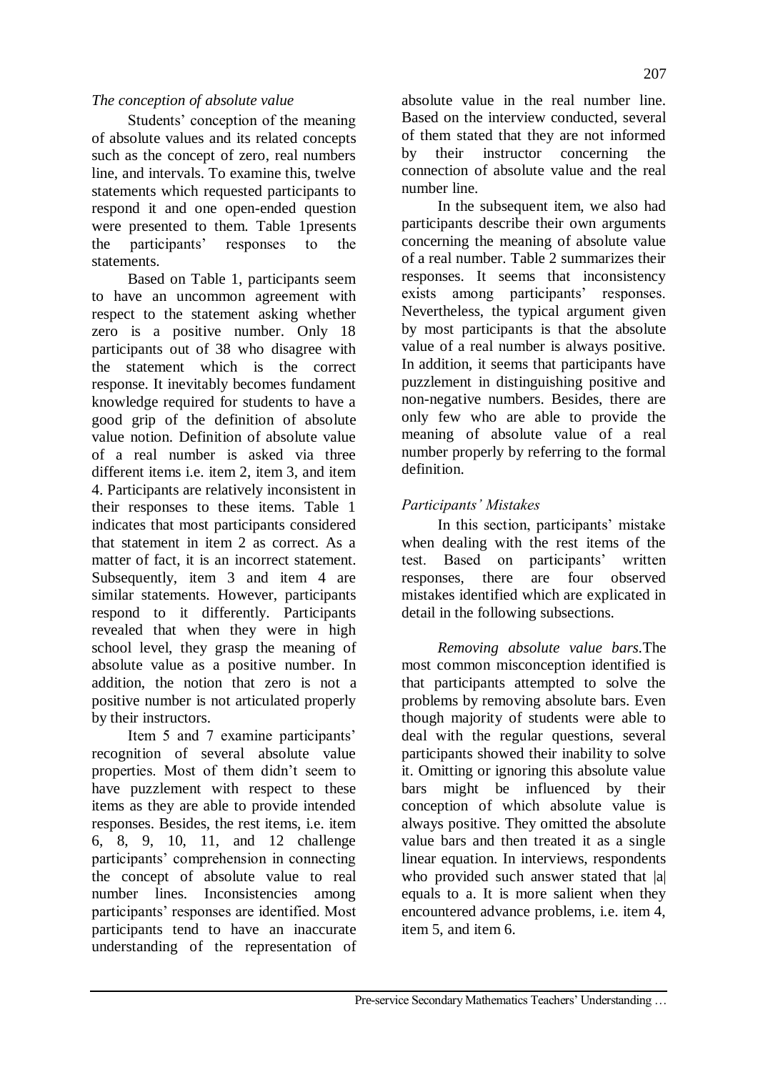*The conception of absolute value*

Students' conception of the meaning of absolute values and its related concepts such as the concept of zero, real numbers line, and intervals. To examine this, twelve statements which requested participants to respond it and one open-ended question were presented to them. Table 1presents the participants' responses to the statements.

Based on Table 1, participants seem to have an uncommon agreement with respect to the statement asking whether zero is a positive number. Only 18 participants out of 38 who disagree with the statement which is the correct response. It inevitably becomes fundament knowledge required for students to have a good grip of the definition of absolute value notion. Definition of absolute value of a real number is asked via three different items i.e. item 2, item 3, and item 4. Participants are relatively inconsistent in their responses to these items. Table 1 indicates that most participants considered that statement in item 2 as correct. As a matter of fact, it is an incorrect statement. Subsequently, item 3 and item 4 are similar statements. However, participants respond to it differently. Participants revealed that when they were in high school level, they grasp the meaning of absolute value as a positive number. In addition, the notion that zero is not a positive number is not articulated properly by their instructors.

Item 5 and 7 examine participants' recognition of several absolute value properties. Most of them didn't seem to have puzzlement with respect to these items as they are able to provide intended responses. Besides, the rest items, i.e. item 6, 8, 9, 10, 11, and 12 challenge participants' comprehension in connecting the concept of absolute value to real number lines. Inconsistencies among participants' responses are identified. Most participants tend to have an inaccurate understanding of the representation of absolute value in the real number line. Based on the interview conducted, several of them stated that they are not informed by their instructor concerning the connection of absolute value and the real number line.

In the subsequent item, we also had participants describe their own arguments concerning the meaning of absolute value of a real number. Table 2 summarizes their responses. It seems that inconsistency exists among participants' responses. Nevertheless, the typical argument given by most participants is that the absolute value of a real number is always positive. In addition, it seems that participants have puzzlement in distinguishing positive and non-negative numbers. Besides, there are only few who are able to provide the meaning of absolute value of a real number properly by referring to the formal definition.

*Participants' Mistakes*

In this section, participants' mistake when dealing with the rest items of the test. Based on participants' written responses, there are four observed mistakes identified which are explicated in detail in the following subsections.

*Removing absolute value bars.*The most common misconception identified is that participants attempted to solve the problems by removing absolute bars. Even though majority of students were able to deal with the regular questions, several participants showed their inability to solve it. Omitting or ignoring this absolute value bars might be influenced by their conception of which absolute value is always positive. They omitted the absolute value bars and then treated it as a single linear equation. In interviews, respondents who provided such answer stated that $|a|$ equals to a. It is more salient when they encountered advance problems, i.e. item 4, item 5, and item 6.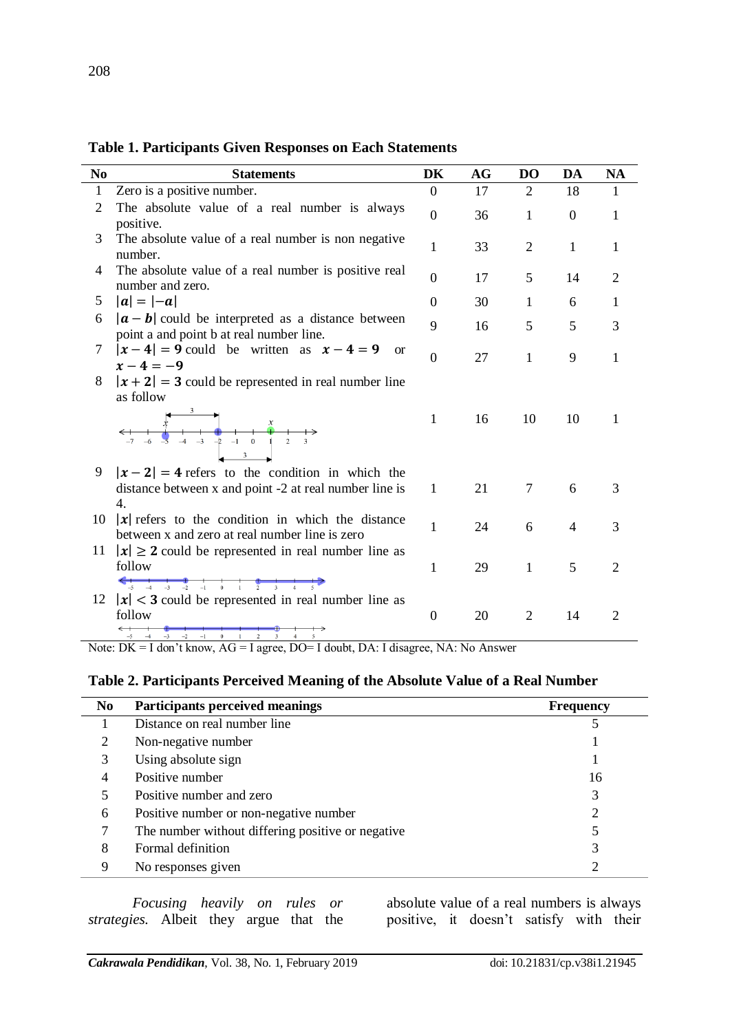**Table 1. Participants Given Responses on Each Statements**

| No | Statements | DK | AG | DO | DA | NA |
|---|---|---|---|---|---|---|
| 1 | Zero is a positive number. | 0 | 17 | 2 | 18 | 1 |
| 2 | The absolute value of a real number is always positive. | 0 | 36 | 1 | 0 | 1 |
| 3 | The absolute value of a real number is non negative number. | 1 | 33 | 2 | 1 | 1 |
| 4 | The absolute value of a real number is positive real number and zero. | 0 | 17 | 5 | 14 | 2 |
| 5 | $\|a\| = \|-a\|$ | 0 | 30 | 1 | 6 | 1 |
| 6 | $\|a - b\|$ could be interpreted as a distance between point a and point b at real number line. | 9 | 16 | 5 | 5 | 3 |
| 7 | $\|x - 4\| = 9$ could be written as $x - 4 = 9$ or $x - 4 = -9$ | 0 | 27 | 1 | 9 | 1 |
| 8 | $\|x + 2\| = 3$ could be represented in real number line as follow | 1 | 16 | 10 | 10 | 1 |
| 9 | $\|x - 2\| = 4$ refers to the condition in which the distance between x and point -2 at real number line is 4. | 1 | 21 | 7 | 6 | 3 |
| 10 | $\|x\|$ refers to the condition in which the distance between x and zero at real number line is zero | 1 | 24 | 6 | 4 | 3 |
| 11 | $\|x\| \geq 2$ could be represented in real number line as follow | 1 | 29 | 1 | 5 | 2 |
| 12 | $\|x\| < 3$ could be represented in real number line as follow | 0 | 20 | 2 | 14 | 2 |

Note: DK = I don't know, AG = I agree, DO= I doubt, DA: I disagree, NA: No Answer

**Table 2. Participants Perceived Meaning of the Absolute Value of a Real Number**

| No | Participants perceived meanings | Frequency |
|---|---|---|
| 1 | Distance on real number line | 5 |
| 2 | Non-negative number | 1 |
| 3 | Using absolute sign | 1 |
| 4 | Positive number | 16 |
| 5 | Positive number and zero | 3 |
| 6 | Positive number or non-negative number | 2 |
| 7 | The number without differing positive or negative | 5 |
| 8 | Formal definition | 3 |
| 9 | No responses given | 2 |

*Focusing heavily on rules or strategies.* Albeit they argue that the absolute value of a real numbers is always positive, it doesn't satisfy with their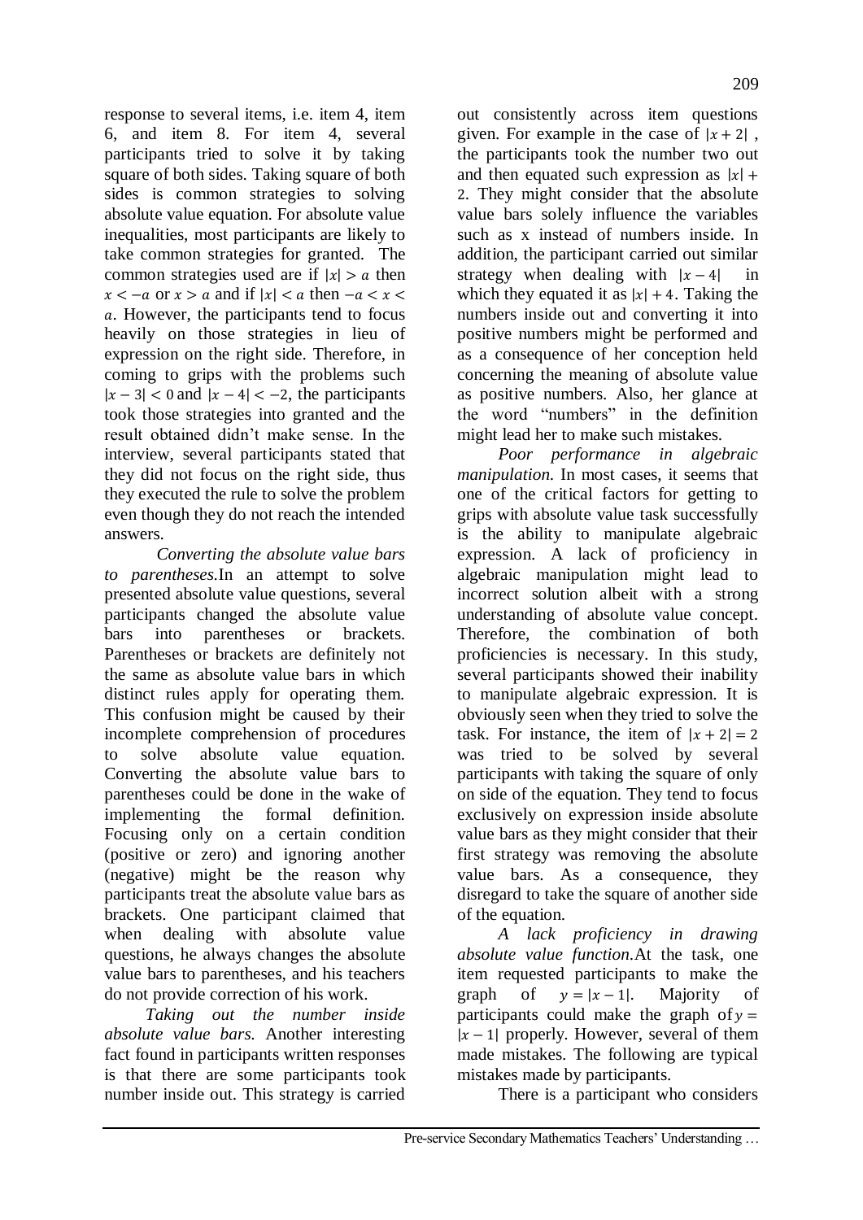response to several items, i.e. item 4, item 6, and item 8. For item 4, several participants tried to solve it by taking square of both sides. Taking square of both sides is common strategies to solving absolute value equation. For absolute value inequalities, most participants are likely to take common strategies for granted. The common strategies used are if $|x| > a$ then $x < -a$ or $x > a$ and if $|x| < a$ then $-a < x < a$. However, the participants tend to focus heavily on those strategies in lieu of expression on the right side. Therefore, in coming to grips with the problems such $|x - 3| < 0$ and $|x - 4| < -2$, the participants took those strategies into granted and the result obtained didn't make sense. In the interview, several participants stated that they did not focus on the right side, thus they executed the rule to solve the problem even though they do not reach the intended answers.

*Converting the absolute value bars to parentheses.* In an attempt to solve presented absolute value questions, several participants changed the absolute value bars into parentheses or brackets. Parentheses or brackets are definitely not the same as absolute value bars in which distinct rules apply for operating them. This confusion might be caused by their incomplete comprehension of procedures to solve absolute value equation. Converting the absolute value bars to parentheses could be done in the wake of implementing the formal definition. Focusing only on a certain condition (positive or zero) and ignoring another (negative) might be the reason why participants treat the absolute value bars as brackets. One participant claimed that when dealing with absolute value questions, he always changes the absolute value bars to parentheses, and his teachers do not provide correction of his work.

*Taking out the number inside absolute value bars.* Another interesting fact found in participants written responses is that there are some participants took number inside out. This strategy is carried out consistently across item questions given. For example in the case of $|x + 2|$, the participants took the number two out and then equated such expression as $|x| + 2$. They might consider that the absolute value bars solely influence the variables such as x instead of numbers inside. In addition, the participant carried out similar strategy when dealing with $|x - 4|$ in which they equated it as $|x| + 4$. Taking the numbers inside out and converting it into positive numbers might be performed and as a consequence of her conception held concerning the meaning of absolute value as positive numbers. Also, her glance at the word "numbers" in the definition might lead her to make such mistakes.

*Poor performance in algebraic manipulation.* In most cases, it seems that one of the critical factors for getting to grips with absolute value task successfully is the ability to manipulate algebraic expression. A lack of proficiency in algebraic manipulation might lead to incorrect solution albeit with a strong understanding of absolute value concept. Therefore, the combination of both proficiencies is necessary. In this study, several participants showed their inability to manipulate algebraic expression. It is obviously seen when they tried to solve the task. For instance, the item of $|x + 2| = 2$ was tried to be solved by several participants with taking the square of only on side of the equation. They tend to focus exclusively on expression inside absolute value bars as they might consider that their first strategy was removing the absolute value bars. As a consequence, they disregard to take the square of another side of the equation.

*A lack proficiency in drawing absolute value function.* At the task, one item requested participants to make the graph of $y = |x - 1|$. Majority of participants could make the graph of $y = |x - 1|$ properly. However, several of them made mistakes. The following are typical mistakes made by participants.

There is a participant who considers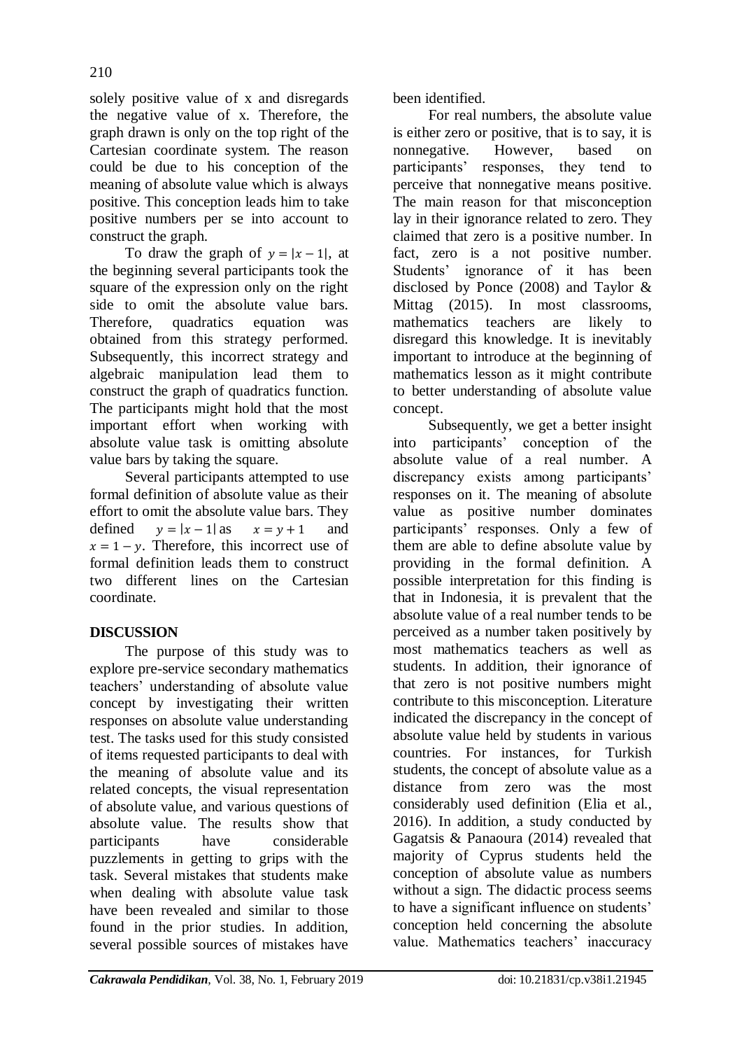solely positive value of x and disregards the negative value of x. Therefore, the graph drawn is only on the top right of the Cartesian coordinate system. The reason could be due to his conception of the meaning of absolute value which is always positive. This conception leads him to take positive numbers per se into account to construct the graph.

To draw the graph of $y = |x - 1|$, at the beginning several participants took the square of the expression only on the right side to omit the absolute value bars. Therefore, quadratics equation was obtained from this strategy performed. Subsequently, this incorrect strategy and algebraic manipulation lead them to construct the graph of quadratics function. The participants might hold that the most important effort when working with absolute value task is omitting absolute value bars by taking the square.

Several participants attempted to use formal definition of absolute value as their effort to omit the absolute value bars. They defined $y = |x - 1|$ as $x = y + 1$ and $x = 1 - y$. Therefore, this incorrect use of formal definition leads them to construct two different lines on the Cartesian coordinate.

## DISCUSSION

The purpose of this study was to explore pre-service secondary mathematics teachers' understanding of absolute value concept by investigating their written responses on absolute value understanding test. The tasks used for this study consisted of items requested participants to deal with the meaning of absolute value and its related concepts, the visual representation of absolute value, and various questions of absolute value. The results show that participants have considerable puzzlements in getting to grips with the task. Several mistakes that students make when dealing with absolute value task have been revealed and similar to those found in the prior studies. In addition, several possible sources of mistakes have been identified.

For real numbers, the absolute value is either zero or positive, that is to say, it is nonnegative. However, based on participants' responses, they tend to perceive that nonnegative means positive. The main reason for that misconception lay in their ignorance related to zero. They claimed that zero is a positive number. In fact, zero is a not positive number. Students' ignorance of it has been disclosed by Ponce (2008) and Taylor & Mittag (2015). In most classrooms, mathematics teachers are likely to disregard this knowledge. It is inevitably important to introduce at the beginning of mathematics lesson as it might contribute to better understanding of absolute value concept.

Subsequently, we get a better insight into participants' conception of the absolute value of a real number. A discrepancy exists among participants' responses on it. The meaning of absolute value as positive number dominates participants' responses. Only a few of them are able to define absolute value by providing in the formal definition. A possible interpretation for this finding is that in Indonesia, it is prevalent that the absolute value of a real number tends to be perceived as a number taken positively by most mathematics teachers as well as students. In addition, their ignorance of that zero is not positive numbers might contribute to this misconception. Literature indicated the discrepancy in the concept of absolute value held by students in various countries. For instances, for Turkish students, the concept of absolute value as a distance from zero was the most considerably used definition (Elia et al., 2016). In addition, a study conducted by Gagatsis & Panaoura (2014) revealed that majority of Cyprus students held the conception of absolute value as numbers without a sign. The didactic process seems to have a significant influence on students' conception held concerning the absolute value. Mathematics teachers' inaccuracy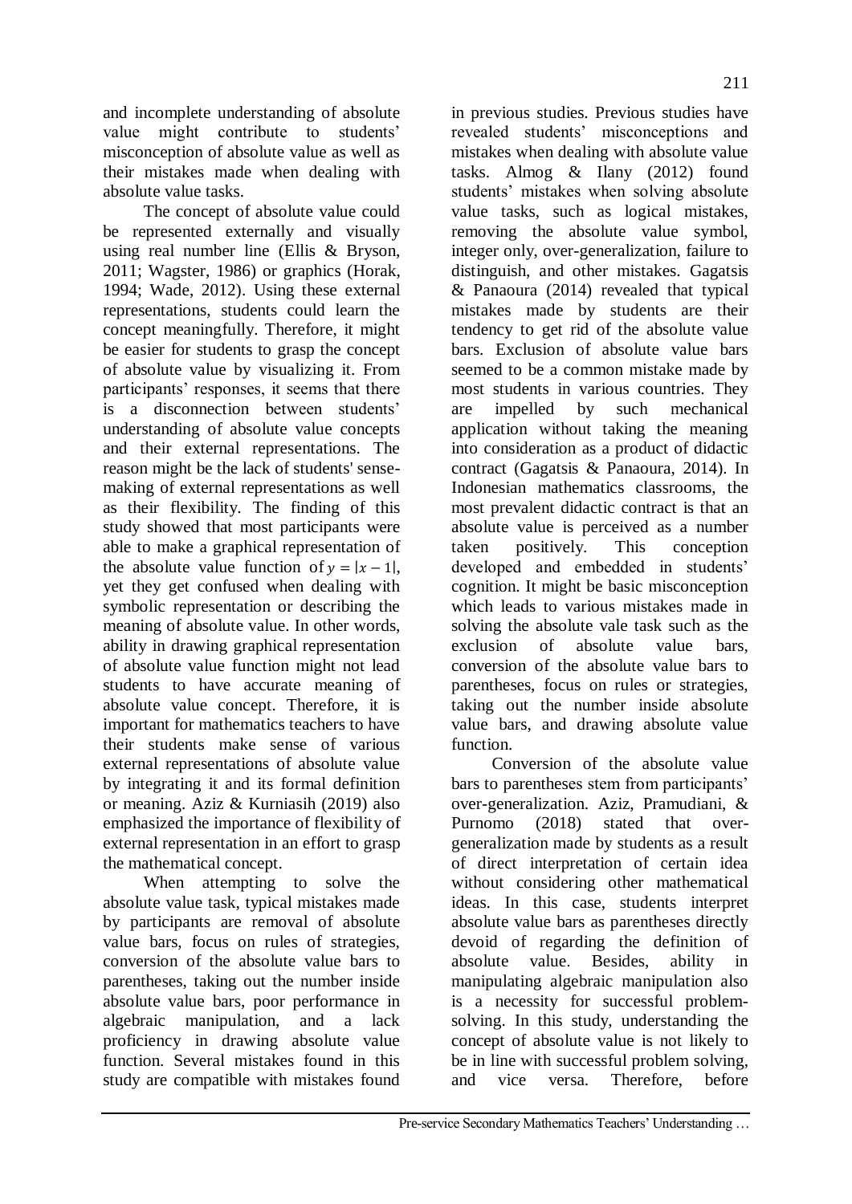and incomplete understanding of absolute value might contribute to students' misconception of absolute value as well as their mistakes made when dealing with absolute value tasks.

The concept of absolute value could be represented externally and visually using real number line (Ellis & Bryson, 2011; Wagster, 1986) or graphics (Horak, 1994; Wade, 2012). Using these external representations, students could learn the concept meaningfully. Therefore, it might be easier for students to grasp the concept of absolute value by visualizing it. From participants' responses, it seems that there is a disconnection between students' understanding of absolute value concepts and their external representations. The reason might be the lack of students' sense-making of external representations as well as their flexibility. The finding of this study showed that most participants were able to make a graphical representation of the absolute value function of $y = |x - 1|$, yet they get confused when dealing with symbolic representation or describing the meaning of absolute value. In other words, ability in drawing graphical representation of absolute value function might not lead students to have accurate meaning of absolute value concept. Therefore, it is important for mathematics teachers to have their students make sense of various external representations of absolute value by integrating it and its formal definition or meaning. Aziz & Kurniasih (2019) also emphasized the importance of flexibility of external representation in an effort to grasp the mathematical concept.

When attempting to solve the absolute value task, typical mistakes made by participants are removal of absolute value bars, focus on rules of strategies, conversion of the absolute value bars to parentheses, taking out the number inside absolute value bars, poor performance in algebraic manipulation, and a lack proficiency in drawing absolute value function. Several mistakes found in this study are compatible with mistakes found in previous studies. Previous studies have revealed students' misconceptions and mistakes when dealing with absolute value tasks. Almog & Ilany (2012) found students' mistakes when solving absolute value tasks, such as logical mistakes, removing the absolute value symbol, integer only, over-generalization, failure to distinguish, and other mistakes. Gagatsis & Panaoura (2014) revealed that typical mistakes made by students are their tendency to get rid of the absolute value bars. Exclusion of absolute value bars seemed to be a common mistake made by most students in various countries. They are impelled by such mechanical application without taking the meaning into consideration as a product of didactic contract (Gagatsis & Panaoura, 2014). In Indonesian mathematics classrooms, the most prevalent didactic contract is that an absolute value is perceived as a number taken positively. This conception developed and embedded in students' cognition. It might be basic misconception which leads to various mistakes made in solving the absolute vale task such as the exclusion of absolute value bars, conversion of the absolute value bars to parentheses, focus on rules or strategies, taking out the number inside absolute value bars, and drawing absolute value function.

Conversion of the absolute value bars to parentheses stem from participants' over-generalization. Aziz, Pramudiani, & Purnomo (2018) stated that over-generalization made by students as a result of direct interpretation of certain idea without considering other mathematical ideas. In this case, students interpret absolute value bars as parentheses directly devoid of regarding the definition of absolute value. Besides, ability in manipulating algebraic manipulation also is a necessity for successful problem-solving. In this study, understanding the concept of absolute value is not likely to be in line with successful problem solving, and vice versa. Therefore, before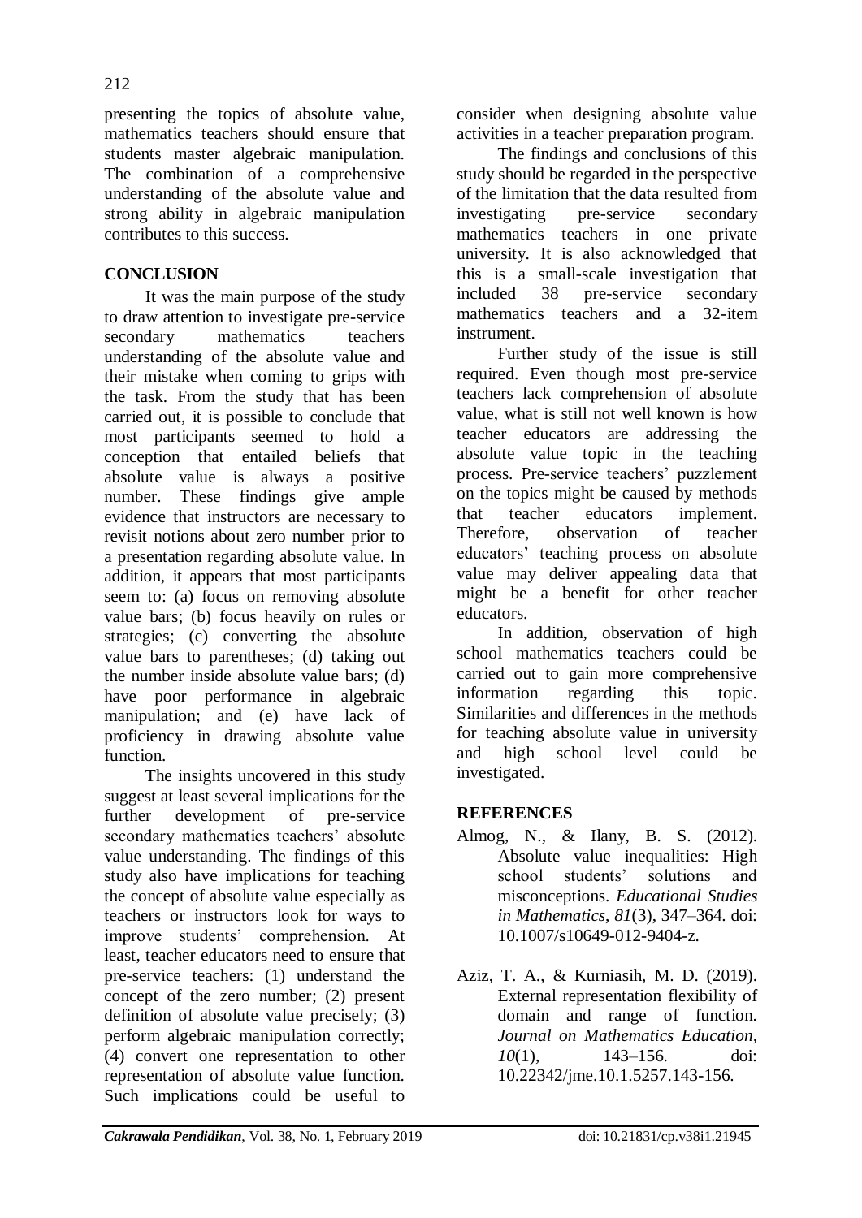presenting the topics of absolute value, mathematics teachers should ensure that students master algebraic manipulation. The combination of a comprehensive understanding of the absolute value and strong ability in algebraic manipulation contributes to this success.

## CONCLUSION

It was the main purpose of the study to draw attention to investigate pre-service secondary mathematics teachers understanding of the absolute value and their mistake when coming to grips with the task. From the study that has been carried out, it is possible to conclude that most participants seemed to hold a conception that entailed beliefs that absolute value is always a positive number. These findings give ample evidence that instructors are necessary to revisit notions about zero number prior to a presentation regarding absolute value. In addition, it appears that most participants seem to: (a) focus on removing absolute value bars; (b) focus heavily on rules or strategies; (c) converting the absolute value bars to parentheses; (d) taking out the number inside absolute value bars; (d) have poor performance in algebraic manipulation; and (e) have lack of proficiency in drawing absolute value function.

The insights uncovered in this study suggest at least several implications for the further development of pre-service secondary mathematics teachers' absolute value understanding. The findings of this study also have implications for teaching the concept of absolute value especially as teachers or instructors look for ways to improve students' comprehension. At least, teacher educators need to ensure that pre-service teachers: (1) understand the concept of the zero number; (2) present definition of absolute value precisely; (3) perform algebraic manipulation correctly; (4) convert one representation to other representation of absolute value function. Such implications could be useful to consider when designing absolute value activities in a teacher preparation program.

The findings and conclusions of this study should be regarded in the perspective of the limitation that the data resulted from investigating pre-service secondary mathematics teachers in one private university. It is also acknowledged that this is a small-scale investigation that included 38 pre-service secondary mathematics teachers and a 32-item instrument.

Further study of the issue is still required. Even though most pre-service teachers lack comprehension of absolute value, what is still not well known is how teacher educators are addressing the absolute value topic in the teaching process. Pre-service teachers' puzzlement on the topics might be caused by methods that teacher educators implement. Therefore, observation of teacher educators' teaching process on absolute value may deliver appealing data that might be a benefit for other teacher educators.

In addition, observation of high school mathematics teachers could be carried out to gain more comprehensive information regarding this topic. Similarities and differences in the methods for teaching absolute value in university and high school level could be investigated.

## REFERENCES

Almog, N., & Ilany, B. S. (2012). Absolute value inequalities: High school students' solutions and misconceptions. *Educational Studies in Mathematics*, *81*(3), 347–364. doi: 10.1007/s10649-012-9404-z.

Aziz, T. A., & Kurniasih, M. D. (2019). External representation flexibility of domain and range of function. *Journal on Mathematics Education*, *10*(1), 143–156. doi: 10.22342/jme.10.1.5257.143-156.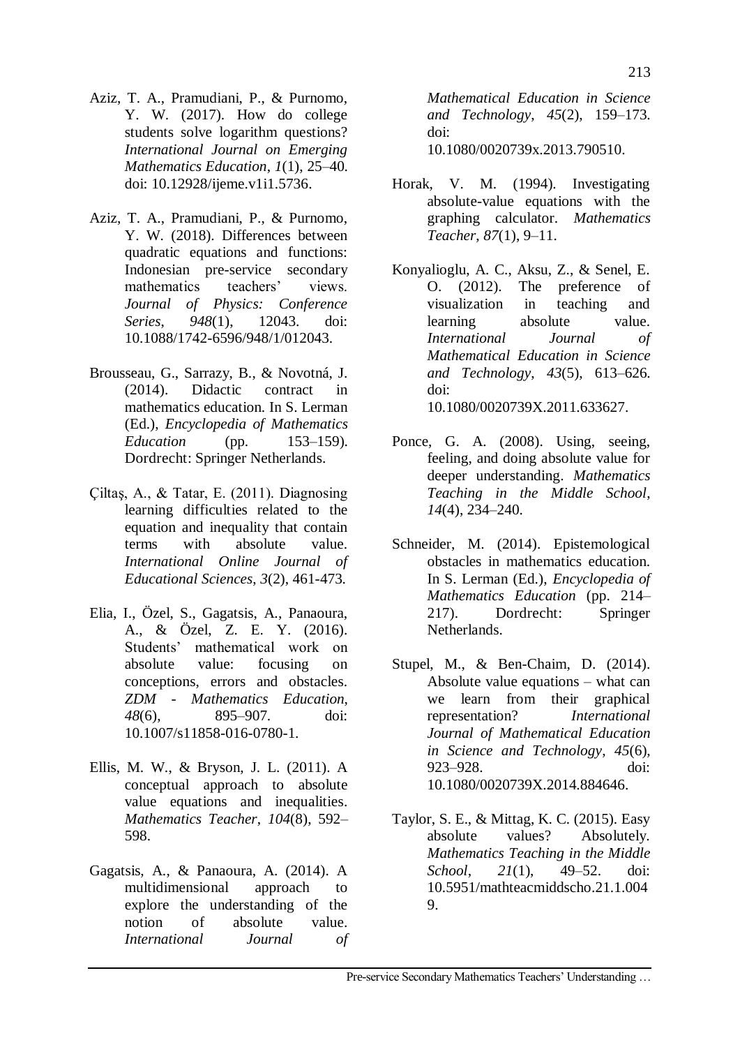Aziz, T. A., Pramudiani, P., & Purnomo, Y. W. (2017). How do college students solve logarithm questions? *International Journal on Emerging Mathematics Education*, *1*(1), 25–40. doi: 10.12928/ijeme.v1i1.5736.

Aziz, T. A., Pramudiani, P., & Purnomo, Y. W. (2018). Differences between quadratic equations and functions: Indonesian pre-service secondary mathematics teachers' views. *Journal of Physics: Conference Series*, *948*(1), 12043. doi: 10.1088/1742-6596/948/1/012043.

Brousseau, G., Sarrazy, B., & Novotná, J. (2014). Didactic contract in mathematics education. In S. Lerman (Ed.), *Encyclopedia of Mathematics Education* (pp. 153–159). Dordrecht: Springer Netherlands.

Çiltaş, A., & Tatar, E. (2011). Diagnosing learning difficulties related to the equation and inequality that contain terms with absolute value. *International Online Journal of Educational Sciences*, *3*(2), 461-473.

Elia, I., Özel, S., Gagatsis, A., Panaoura, A., & Özel, Z. E. Y. (2016). Students' mathematical work on absolute value: focusing on conceptions, errors and obstacles. *ZDM - Mathematics Education*, *48*(6), 895–907. doi: 10.1007/s11858-016-0780-1.

Ellis, M. W., & Bryson, J. L. (2011). A conceptual approach to absolute value equations and inequalities. *Mathematics Teacher*, *104*(8), 592–598.

Gagatsis, A., & Panaoura, A. (2014). A multidimensional approach to explore the understanding of the notion of absolute value. *International Journal of Mathematical Education in Science and Technology*, *45*(2), 159–173. doi: 10.1080/0020739x.2013.790510.

Horak, V. M. (1994). Investigating absolute-value equations with the graphing calculator. *Mathematics Teacher*, *87*(1), 9–11.

Konyalioglu, A. C., Aksu, Z., & Senel, E. O. (2012). The preference of visualization in teaching and learning absolute value. *International Journal of Mathematical Education in Science and Technology*, *43*(5), 613–626. doi: 10.1080/0020739X.2011.633627.

Ponce, G. A. (2008). Using, seeing, feeling, and doing absolute value for deeper understanding. *Mathematics Teaching in the Middle School*, *14*(4), 234–240.

Schneider, M. (2014). Epistemological obstacles in mathematics education. In S. Lerman (Ed.), *Encyclopedia of Mathematics Education* (pp. 214–217). Dordrecht: Springer Netherlands.

Stupel, M., & Ben-Chaim, D. (2014). Absolute value equations – what can we learn from their graphical representation? *International Journal of Mathematical Education in Science and Technology*, *45*(6), 923–928. doi: 10.1080/0020739X.2014.884646.

Taylor, S. E., & Mittag, K. C. (2015). Easy absolute values? Absolutely. *Mathematics Teaching in the Middle School*, *21*(1), 49–52. doi: 10.5951/mathteacmiddscho.21.1.0049.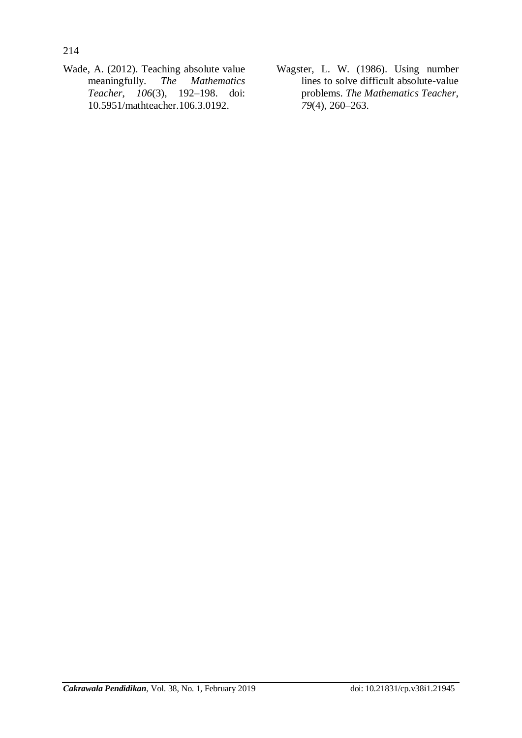Wade, A. (2012). Teaching absolute value meaningfully. *The Mathematics Teacher*, *106*(3), 192–198. doi: 10.5951/mathteacher.106.3.0192.

Wagster, L. W. (1986). Using number lines to solve difficult absolute-value problems. *The Mathematics Teacher*, *79*(4), 260–263.